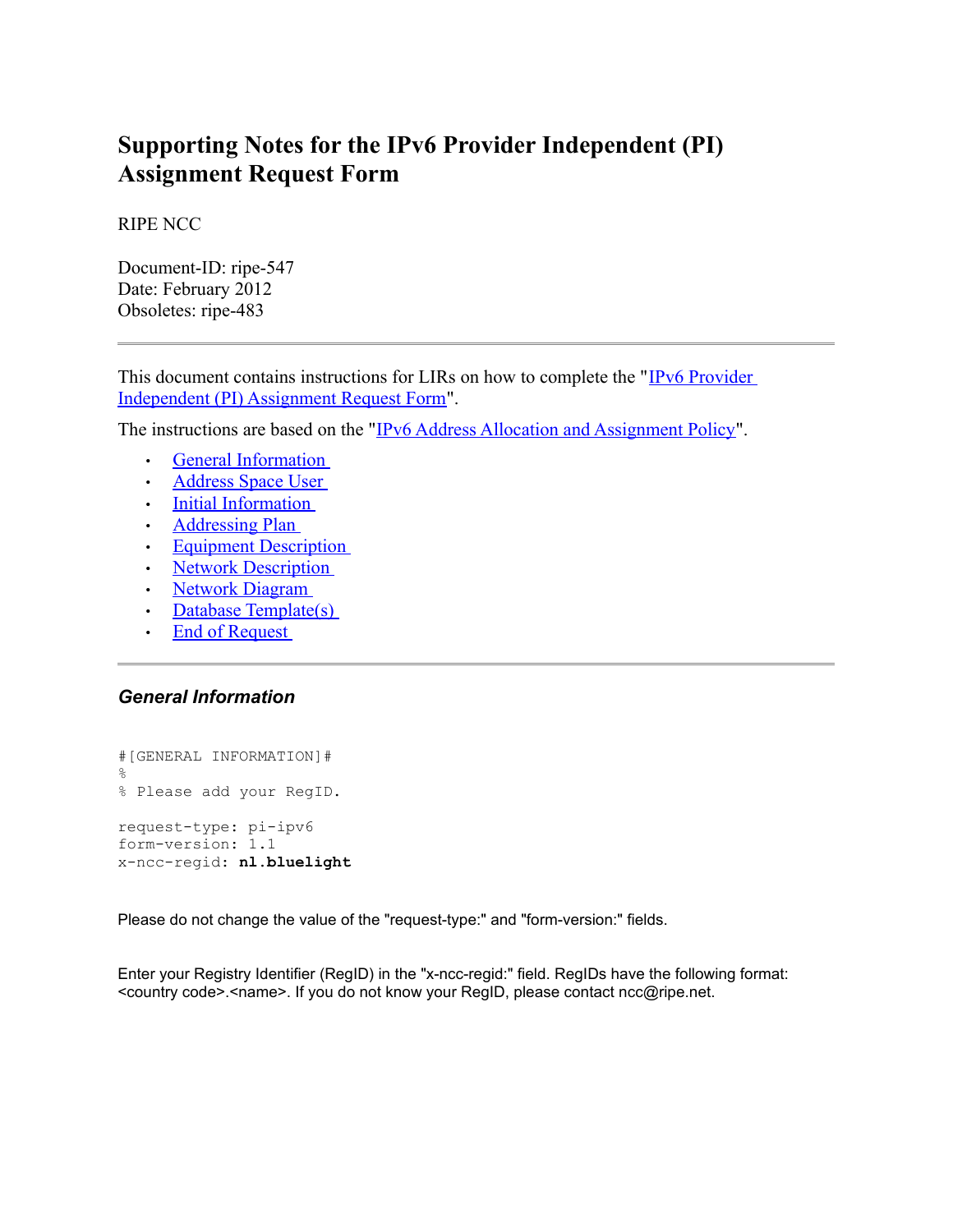# Supporting Notes for the IPv6 Provider Independent (PI) Assignment Request Form

RIPE NCC

Document-ID: ripe-547
Date: February 2012
Obsoletes: ripe-483

---

This document contains instructions for LIRs on how to complete the "IPv6 Provider Independent (PI) Assignment Request Form".

The instructions are based on the "IPv6 Address Allocation and Assignment Policy".

- General Information
- Address Space User
- Initial Information
- Addressing Plan
- Equipment Description
- Network Description
- Network Diagram
- Database Template(s)
- End of Request

---

### *General Information*

```
#[GENERAL INFORMATION]#
%
% Please add your RegID.

request-type: pi-ipv6
form-version: 1.1
x-ncc-regid: nl.bluelight
```

Please do not change the value of the "request-type:" and "form-version:" fields.

Enter your Registry Identifier (RegID) in the "x-ncc-regid:" field. RegIDs have the following format: <country code>.<name>. If you do not know your RegID, please contact ncc@ripe.net.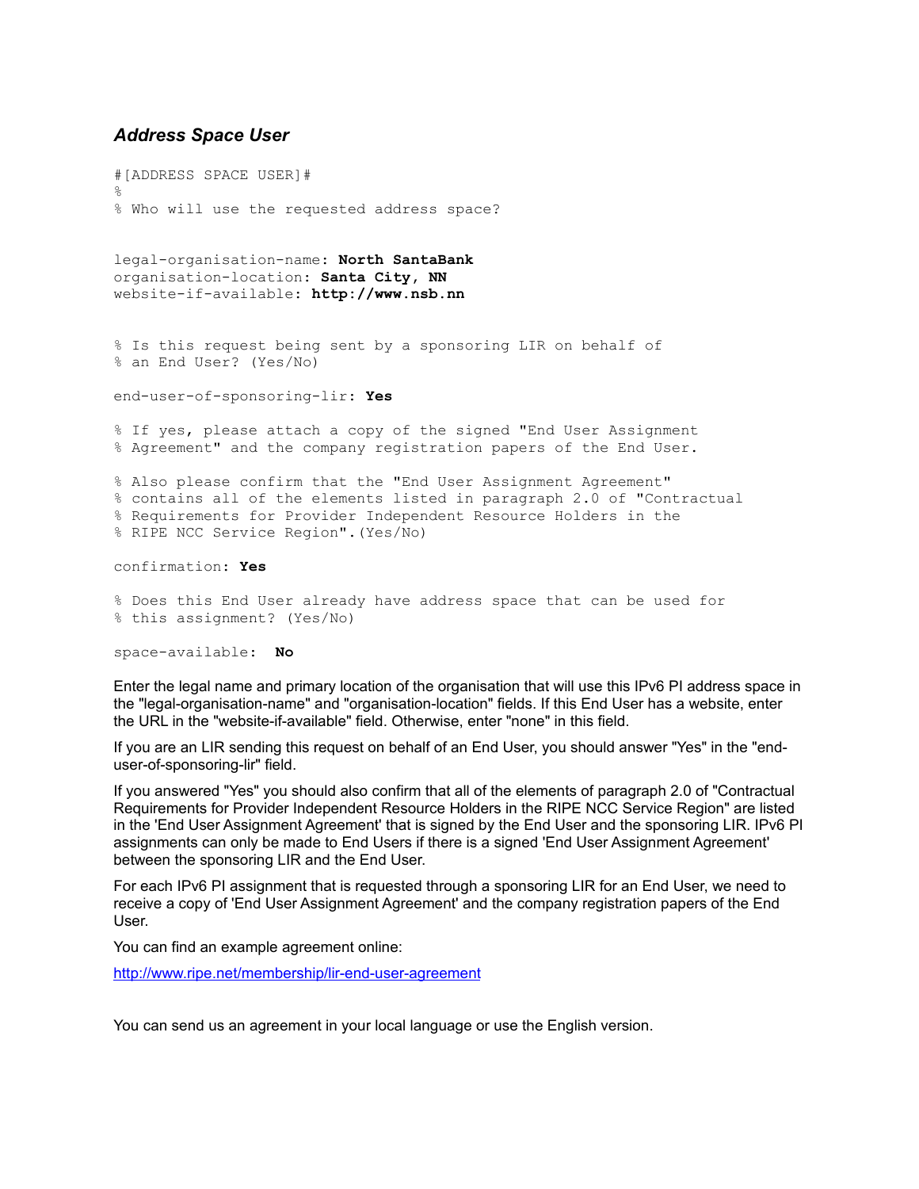### *Address Space User*

```
#[ADDRESS SPACE USER]#
%
% Who will use the requested address space?


legal-organisation-name: North SantaBank
organisation-location: Santa City, NN
website-if-available: http://www.nsb.nn


% Is this request being sent by a sponsoring LIR on behalf of
% an End User? (Yes/No)

end-user-of-sponsoring-lir: Yes

% If yes, please attach a copy of the signed "End User Assignment
% Agreement" and the company registration papers of the End User.

% Also please confirm that the "End User Assignment Agreement"
% contains all of the elements listed in paragraph 2.0 of "Contractual
% Requirements for Provider Independent Resource Holders in the
% RIPE NCC Service Region".(Yes/No)

confirmation: Yes

% Does this End User already have address space that can be used for
% this assignment? (Yes/No)

space-available:  No
```

Enter the legal name and primary location of the organisation that will use this IPv6 PI address space in the "legal-organisation-name" and "organisation-location" fields. If this End User has a website, enter the URL in the "website-if-available" field. Otherwise, enter "none" in this field.

If you are an LIR sending this request on behalf of an End User, you should answer "Yes" in the "end-user-of-sponsoring-lir" field.

If you answered "Yes" you should also confirm that all of the elements of paragraph 2.0 of "Contractual Requirements for Provider Independent Resource Holders in the RIPE NCC Service Region" are listed in the 'End User Assignment Agreement' that is signed by the End User and the sponsoring LIR. IPv6 PI assignments can only be made to End Users if there is a signed 'End User Assignment Agreement' between the sponsoring LIR and the End User.

For each IPv6 PI assignment that is requested through a sponsoring LIR for an End User, we need to receive a copy of 'End User Assignment Agreement' and the company registration papers of the End User.

You can find an example agreement online:

[http://www.ripe.net/membership/lir-end-user-agreement](http://www.ripe.net/membership/lir-end-user-agreement)

You can send us an agreement in your local language or use the English version.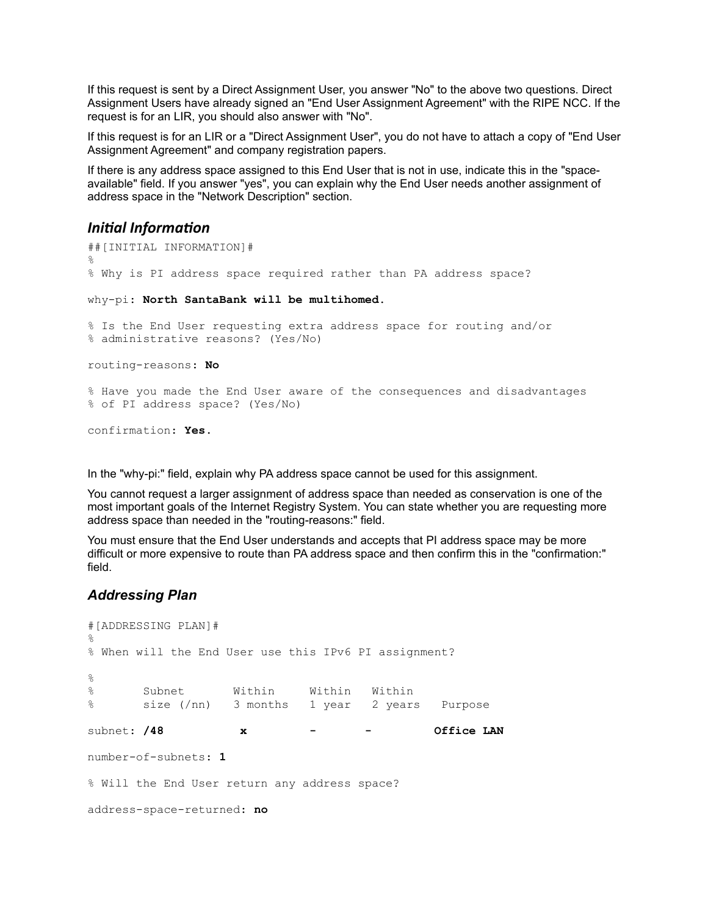If this request is sent by a Direct Assignment User, you answer "No" to the above two questions. Direct Assignment Users have already signed an "End User Assignment Agreement" with the RIPE NCC. If the request is for an LIR, you should also answer with "No".

If this request is for an LIR or a "Direct Assignment User", you do not have to attach a copy of "End User Assignment Agreement" and company registration papers.

If there is any address space assigned to this End User that is not in use, indicate this in the "space-available" field. If you answer "yes", you can explain why the End User needs another assignment of address space in the "Network Description" section.

### *Initial Information*

```
##[INITIAL INFORMATION]#
%
% Why is PI address space required rather than PA address space?

why-pi: North SantaBank will be multihomed.

% Is the End User requesting extra address space for routing and/or
% administrative reasons? (Yes/No)

routing-reasons: No

% Have you made the End User aware of the consequences and disadvantages
% of PI address space? (Yes/No)

confirmation: Yes.
```

In the "why-pi:" field, explain why PA address space cannot be used for this assignment.

You cannot request a larger assignment of address space than needed as conservation is one of the most important goals of the Internet Registry System. You can state whether you are requesting more address space than needed in the "routing-reasons:" field.

You must ensure that the End User understands and accepts that PI address space may be more difficult or more expensive to route than PA address space and then confirm this in the "confirmation:" field.

### *Addressing Plan*

```
#[ADDRESSING PLAN]#
%
% When will the End User use this IPv6 PI assignment?

%
%       Subnet       Within     Within   Within
%       size (/nn)   3 months   1 year   2 years   Purpose

subnet: /48           x         -        -         Office LAN

number-of-subnets: 1

% Will the End User return any address space?

address-space-returned: no
```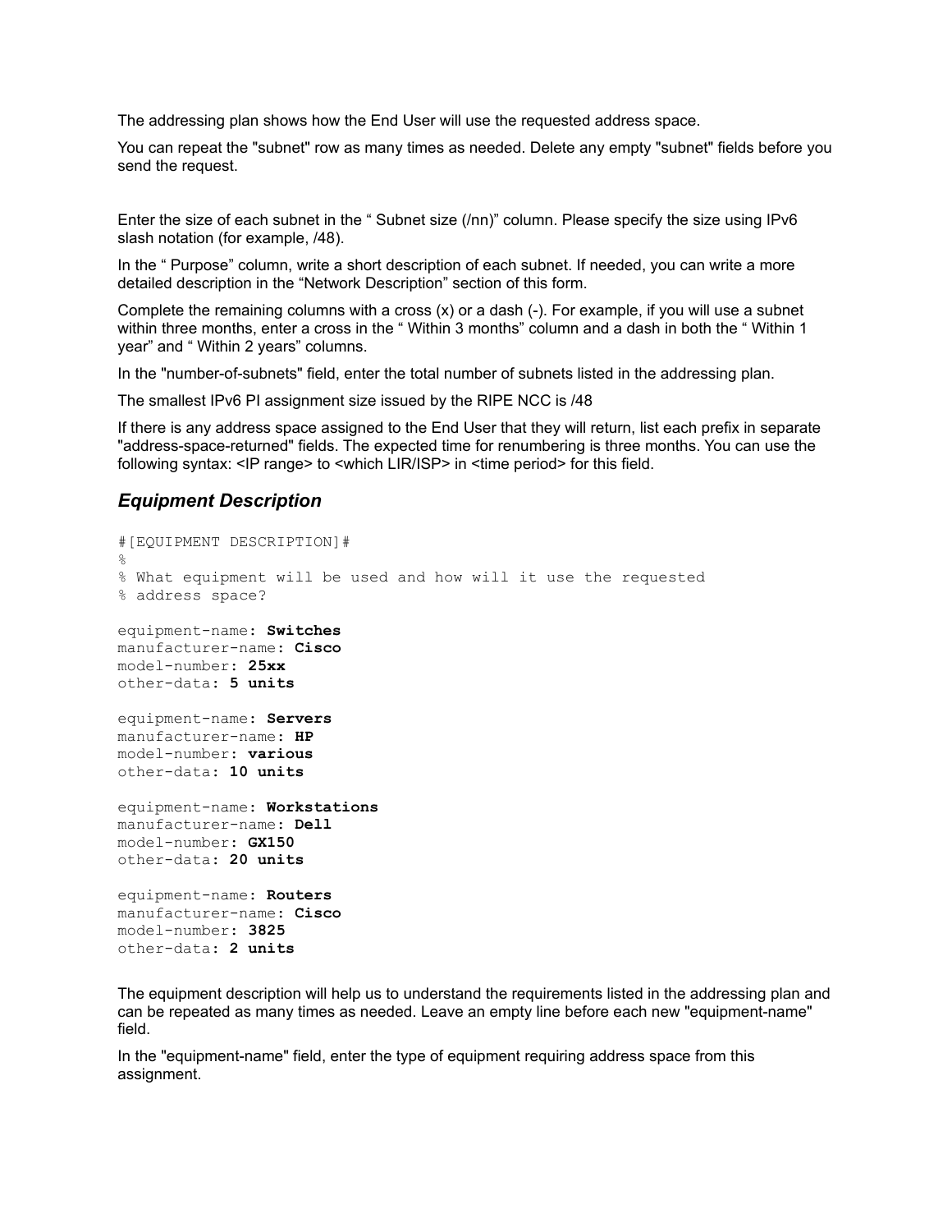The addressing plan shows how the End User will use the requested address space.

You can repeat the "subnet" row as many times as needed. Delete any empty "subnet" fields before you send the request.

Enter the size of each subnet in the " Subnet size (/nn)" column. Please specify the size using IPv6 slash notation (for example, /48).

In the " Purpose" column, write a short description of each subnet. If needed, you can write a more detailed description in the "Network Description" section of this form.

Complete the remaining columns with a cross (x) or a dash (-). For example, if you will use a subnet within three months, enter a cross in the " Within 3 months" column and a dash in both the " Within 1 year" and " Within 2 years" columns.

In the "number-of-subnets" field, enter the total number of subnets listed in the addressing plan.

The smallest IPv6 PI assignment size issued by the RIPE NCC is /48

If there is any address space assigned to the End User that they will return, list each prefix in separate "address-space-returned" fields. The expected time for renumbering is three months. You can use the following syntax: <IP range> to <which LIR/ISP> in <time period> for this field.

## *Equipment Description*

```
#[EQUIPMENT DESCRIPTION]#
%
% What equipment will be used and how will it use the requested
% address space?

equipment-name: Switches
manufacturer-name: Cisco
model-number: 25xx
other-data: 5 units

equipment-name: Servers
manufacturer-name: HP
model-number: various
other-data: 10 units

equipment-name: Workstations
manufacturer-name: Dell
model-number: GX150
other-data: 20 units

equipment-name: Routers
manufacturer-name: Cisco
model-number: 3825
other-data: 2 units
```

The equipment description will help us to understand the requirements listed in the addressing plan and can be repeated as many times as needed. Leave an empty line before each new "equipment-name" field.

In the "equipment-name" field, enter the type of equipment requiring address space from this assignment.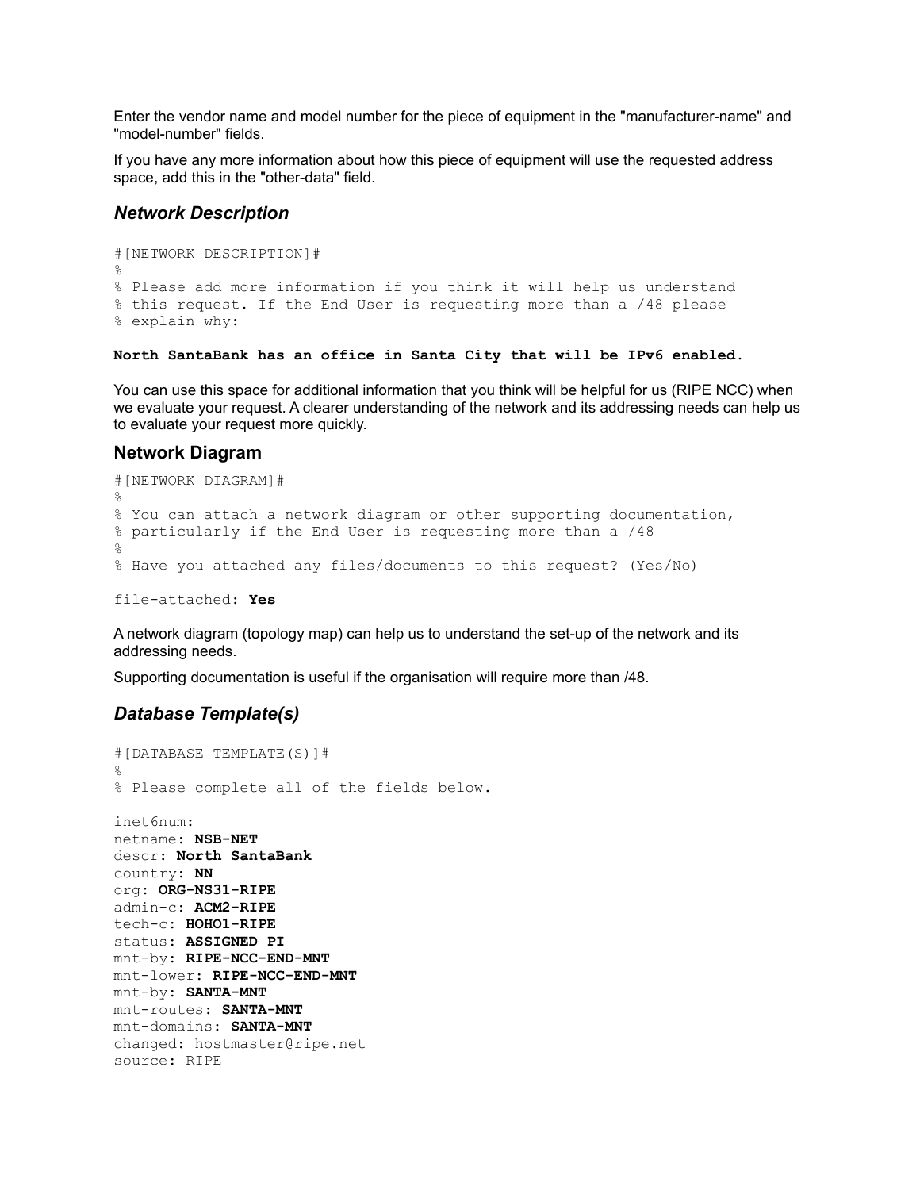Enter the vendor name and model number for the piece of equipment in the "manufacturer-name" and "model-number" fields.

If you have any more information about how this piece of equipment will use the requested address space, add this in the "other-data" field.

### *Network Description*

```
#[NETWORK DESCRIPTION]#
%
% Please add more information if you think it will help us understand
% this request. If the End User is requesting more than a /48 please
% explain why:
```

**North SantaBank has an office in Santa City that will be IPv6 enabled.**

You can use this space for additional information that you think will be helpful for us (RIPE NCC) when we evaluate your request. A clearer understanding of the network and its addressing needs can help us to evaluate your request more quickly.

### Network Diagram

```
#[NETWORK DIAGRAM]#
%
% You can attach a network diagram or other supporting documentation,
% particularly if the End User is requesting more than a /48
%
% Have you attached any files/documents to this request? (Yes/No)

file-attached: Yes
```

A network diagram (topology map) can help us to understand the set-up of the network and its addressing needs.

Supporting documentation is useful if the organisation will require more than /48.

### *Database Template(s)*

```
#[DATABASE TEMPLATE(S)]#
%
% Please complete all of the fields below.

inet6num:
netname: NSB-NET
descr: North SantaBank
country: NN
org: ORG-NS31-RIPE
admin-c: ACM2-RIPE
tech-c: HOHO1-RIPE
status: ASSIGNED PI
mnt-by: RIPE-NCC-END-MNT
mnt-lower: RIPE-NCC-END-MNT
mnt-by: SANTA-MNT
mnt-routes: SANTA-MNT
mnt-domains: SANTA-MNT
changed: hostmaster@ripe.net
source: RIPE
```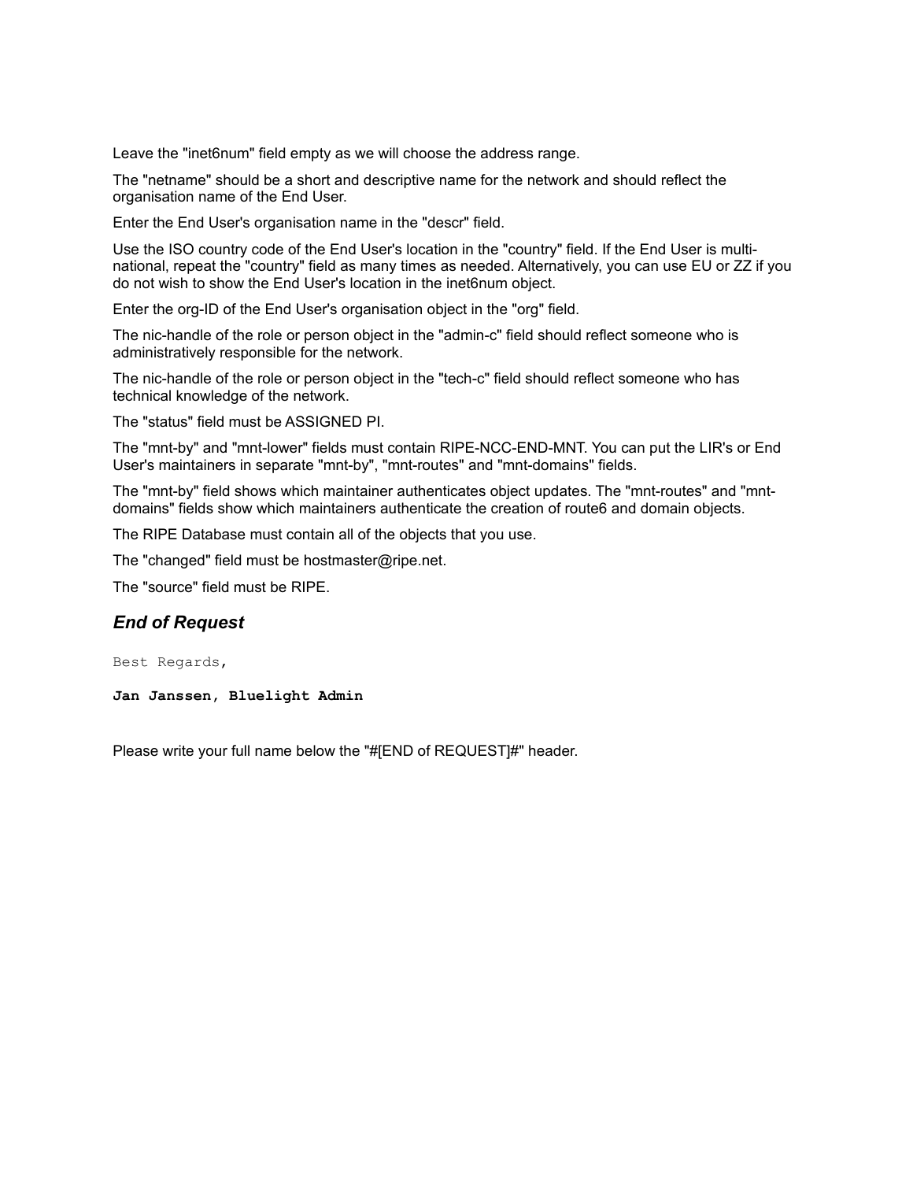Leave the "inet6num" field empty as we will choose the address range.

The "netname" should be a short and descriptive name for the network and should reflect the organisation name of the End User.

Enter the End User's organisation name in the "descr" field.

Use the ISO country code of the End User's location in the "country" field. If the End User is multi-national, repeat the "country" field as many times as needed. Alternatively, you can use EU or ZZ if you do not wish to show the End User's location in the inet6num object.

Enter the org-ID of the End User's organisation object in the "org" field.

The nic-handle of the role or person object in the "admin-c" field should reflect someone who is administratively responsible for the network.

The nic-handle of the role or person object in the "tech-c" field should reflect someone who has technical knowledge of the network.

The "status" field must be ASSIGNED PI.

The "mnt-by" and "mnt-lower" fields must contain RIPE-NCC-END-MNT. You can put the LIR's or End User's maintainers in separate "mnt-by", "mnt-routes" and "mnt-domains" fields.

The "mnt-by" field shows which maintainer authenticates object updates. The "mnt-routes" and "mnt-domains" fields show which maintainers authenticate the creation of route6 and domain objects.

The RIPE Database must contain all of the objects that you use.

The "changed" field must be hostmaster@ripe.net.

The "source" field must be RIPE.

### *End of Request*

```
Best Regards,
```

```
Jan Janssen, Bluelight Admin
```

Please write your full name below the "#[END of REQUEST]#" header.